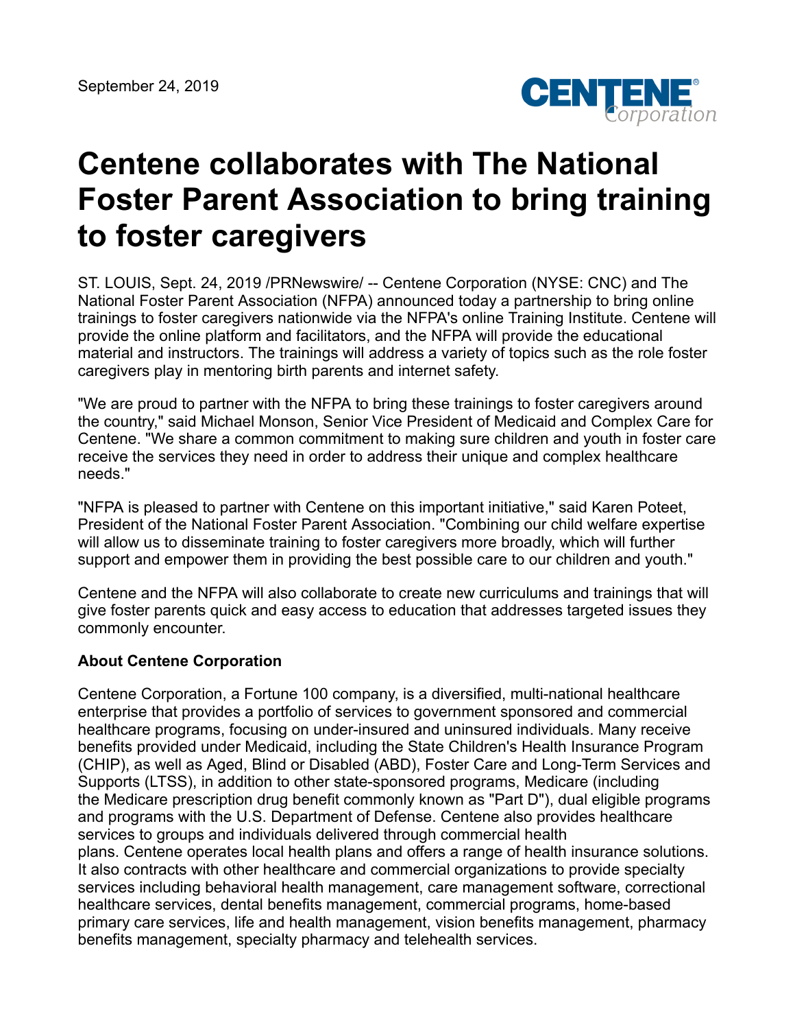September 24, 2019

# Centene collaborates with The National Foster Parent Association to bring training to foster caregivers

ST. LOUIS, Sept. 24, 2019 /PRNewswire/ -- Centene Corporation (NYSE: CNC) and The National Foster Parent Association (NFPA) announced today a partnership to bring online trainings to foster caregivers nationwide via the NFPA's online Training Institute. Centene will provide the online platform and facilitators, and the NFPA will provide the educational material and instructors. The trainings will address a variety of topics such as the role foster caregivers play in mentoring birth parents and internet safety.

"We are proud to partner with the NFPA to bring these trainings to foster caregivers around the country," said Michael Monson, Senior Vice President of Medicaid and Complex Care for Centene. "We share a common commitment to making sure children and youth in foster care receive the services they need in order to address their unique and complex healthcare needs."

"NFPA is pleased to partner with Centene on this important initiative," said Karen Poteet, President of the National Foster Parent Association. "Combining our child welfare expertise will allow us to disseminate training to foster caregivers more broadly, which will further support and empower them in providing the best possible care to our children and youth."

Centene and the NFPA will also collaborate to create new curriculums and trainings that will give foster parents quick and easy access to education that addresses targeted issues they commonly encounter.

**About Centene Corporation**

Centene Corporation, a Fortune 100 company, is a diversified, multi-national healthcare enterprise that provides a portfolio of services to government sponsored and commercial healthcare programs, focusing on under-insured and uninsured individuals. Many receive benefits provided under Medicaid, including the State Children's Health Insurance Program (CHIP), as well as Aged, Blind or Disabled (ABD), Foster Care and Long-Term Services and Supports (LTSS), in addition to other state-sponsored programs, Medicare (including the Medicare prescription drug benefit commonly known as "Part D"), dual eligible programs and programs with the U.S. Department of Defense. Centene also provides healthcare services to groups and individuals delivered through commercial health plans. Centene operates local health plans and offers a range of health insurance solutions. It also contracts with other healthcare and commercial organizations to provide specialty services including behavioral health management, care management software, correctional healthcare services, dental benefits management, commercial programs, home-based primary care services, life and health management, vision benefits management, pharmacy benefits management, specialty pharmacy and telehealth services.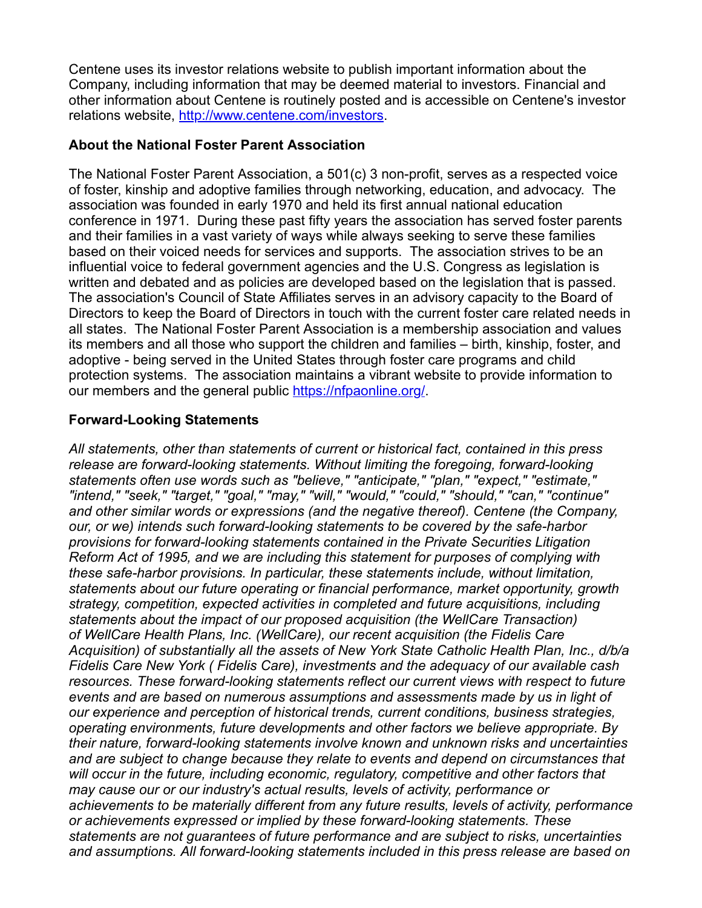Centene uses its investor relations website to publish important information about the Company, including information that may be deemed material to investors. Financial and other information about Centene is routinely posted and is accessible on Centene's investor relations website, [http://www.centene.com/investors](http://www.centene.com/investors).

**About the National Foster Parent Association**

The National Foster Parent Association, a 501(c) 3 non-profit, serves as a respected voice of foster, kinship and adoptive families through networking, education, and advocacy. The association was founded in early 1970 and held its first annual national education conference in 1971. During these past fifty years the association has served foster parents and their families in a vast variety of ways while always seeking to serve these families based on their voiced needs for services and supports. The association strives to be an influential voice to federal government agencies and the U.S. Congress as legislation is written and debated and as policies are developed based on the legislation that is passed. The association's Council of State Affiliates serves in an advisory capacity to the Board of Directors to keep the Board of Directors in touch with the current foster care related needs in all states. The National Foster Parent Association is a membership association and values its members and all those who support the children and families – birth, kinship, foster, and adoptive - being served in the United States through foster care programs and child protection systems. The association maintains a vibrant website to provide information to our members and the general public [https://nfpaonline.org/](https://nfpaonline.org/).

**Forward-Looking Statements**

*All statements, other than statements of current or historical fact, contained in this press release are forward-looking statements. Without limiting the foregoing, forward-looking statements often use words such as "believe," "anticipate," "plan," "expect," "estimate," "intend," "seek," "target," "goal," "may," "will," "would," "could," "should," "can," "continue" and other similar words or expressions (and the negative thereof). Centene (the Company, our, or we) intends such forward-looking statements to be covered by the safe-harbor provisions for forward-looking statements contained in the Private Securities Litigation Reform Act of 1995, and we are including this statement for purposes of complying with these safe-harbor provisions. In particular, these statements include, without limitation, statements about our future operating or financial performance, market opportunity, growth strategy, competition, expected activities in completed and future acquisitions, including statements about the impact of our proposed acquisition (the WellCare Transaction) of WellCare Health Plans, Inc. (WellCare), our recent acquisition (the Fidelis Care Acquisition) of substantially all the assets of New York State Catholic Health Plan, Inc., d/b/a Fidelis Care New York ( Fidelis Care), investments and the adequacy of our available cash resources. These forward-looking statements reflect our current views with respect to future events and are based on numerous assumptions and assessments made by us in light of our experience and perception of historical trends, current conditions, business strategies, operating environments, future developments and other factors we believe appropriate. By their nature, forward-looking statements involve known and unknown risks and uncertainties and are subject to change because they relate to events and depend on circumstances that will occur in the future, including economic, regulatory, competitive and other factors that may cause our or our industry's actual results, levels of activity, performance or achievements to be materially different from any future results, levels of activity, performance or achievements expressed or implied by these forward-looking statements. These statements are not guarantees of future performance and are subject to risks, uncertainties and assumptions. All forward-looking statements included in this press release are based on*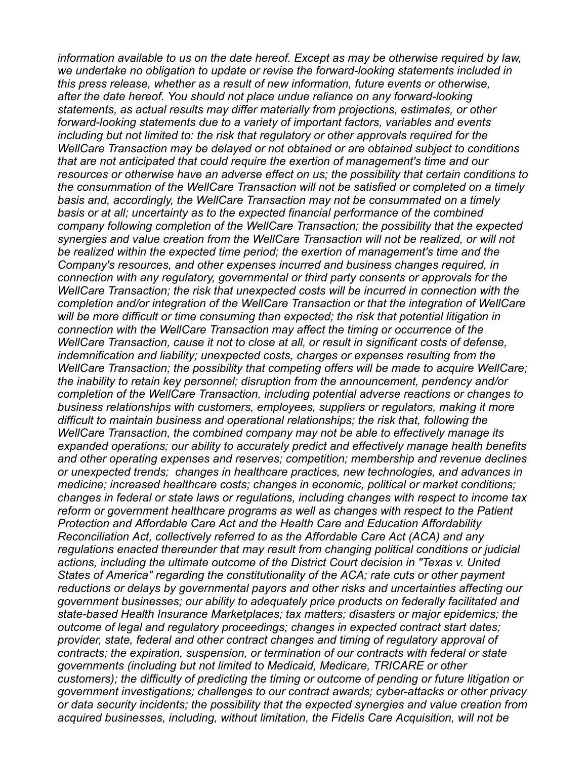*information available to us on the date hereof. Except as may be otherwise required by law, we undertake no obligation to update or revise the forward-looking statements included in this press release, whether as a result of new information, future events or otherwise, after the date hereof. You should not place undue reliance on any forward-looking statements, as actual results may differ materially from projections, estimates, or other forward-looking statements due to a variety of important factors, variables and events including but not limited to: the risk that regulatory or other approvals required for the WellCare Transaction may be delayed or not obtained or are obtained subject to conditions that are not anticipated that could require the exertion of management's time and our resources or otherwise have an adverse effect on us; the possibility that certain conditions to the consummation of the WellCare Transaction will not be satisfied or completed on a timely basis and, accordingly, the WellCare Transaction may not be consummated on a timely basis or at all; uncertainty as to the expected financial performance of the combined company following completion of the WellCare Transaction; the possibility that the expected synergies and value creation from the WellCare Transaction will not be realized, or will not be realized within the expected time period; the exertion of management's time and the Company's resources, and other expenses incurred and business changes required, in connection with any regulatory, governmental or third party consents or approvals for the WellCare Transaction; the risk that unexpected costs will be incurred in connection with the completion and/or integration of the WellCare Transaction or that the integration of WellCare will be more difficult or time consuming than expected; the risk that potential litigation in connection with the WellCare Transaction may affect the timing or occurrence of the WellCare Transaction, cause it not to close at all, or result in significant costs of defense, indemnification and liability; unexpected costs, charges or expenses resulting from the WellCare Transaction; the possibility that competing offers will be made to acquire WellCare; the inability to retain key personnel; disruption from the announcement, pendency and/or completion of the WellCare Transaction, including potential adverse reactions or changes to business relationships with customers, employees, suppliers or regulators, making it more difficult to maintain business and operational relationships; the risk that, following the WellCare Transaction, the combined company may not be able to effectively manage its expanded operations; our ability to accurately predict and effectively manage health benefits and other operating expenses and reserves; competition; membership and revenue declines or unexpected trends; changes in healthcare practices, new technologies, and advances in medicine; increased healthcare costs; changes in economic, political or market conditions; changes in federal or state laws or regulations, including changes with respect to income tax reform or government healthcare programs as well as changes with respect to the Patient Protection and Affordable Care Act and the Health Care and Education Affordability Reconciliation Act, collectively referred to as the Affordable Care Act (ACA) and any regulations enacted thereunder that may result from changing political conditions or judicial actions, including the ultimate outcome of the District Court decision in "Texas v. United States of America" regarding the constitutionality of the ACA; rate cuts or other payment reductions or delays by governmental payors and other risks and uncertainties affecting our government businesses; our ability to adequately price products on federally facilitated and state-based Health Insurance Marketplaces; tax matters; disasters or major epidemics; the outcome of legal and regulatory proceedings; changes in expected contract start dates; provider, state, federal and other contract changes and timing of regulatory approval of contracts; the expiration, suspension, or termination of our contracts with federal or state governments (including but not limited to Medicaid, Medicare, TRICARE or other customers); the difficulty of predicting the timing or outcome of pending or future litigation or government investigations; challenges to our contract awards; cyber-attacks or other privacy or data security incidents; the possibility that the expected synergies and value creation from acquired businesses, including, without limitation, the Fidelis Care Acquisition, will not be*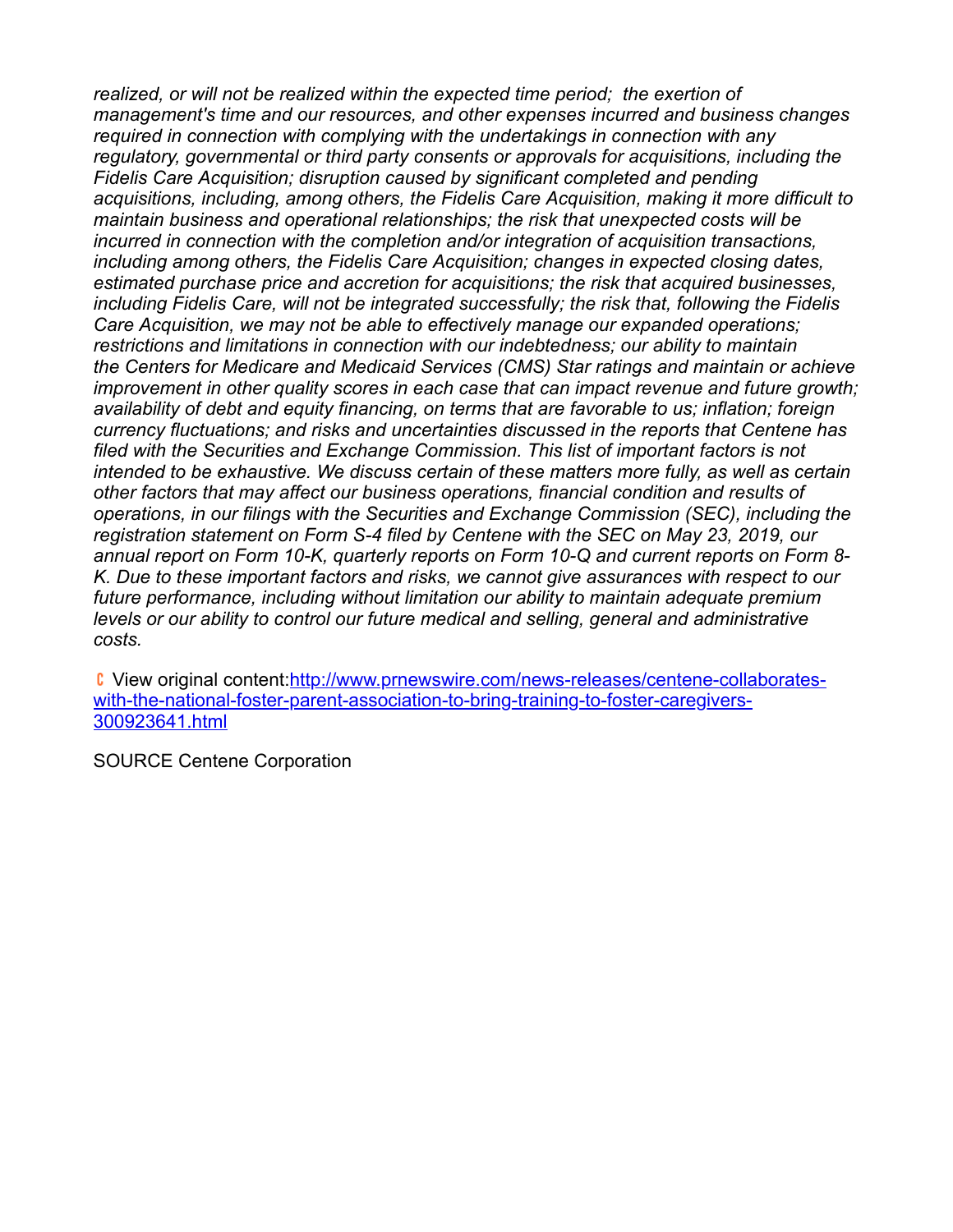*realized, or will not be realized within the expected time period; the exertion of management's time and our resources, and other expenses incurred and business changes required in connection with complying with the undertakings in connection with any regulatory, governmental or third party consents or approvals for acquisitions, including the Fidelis Care Acquisition; disruption caused by significant completed and pending acquisitions, including, among others, the Fidelis Care Acquisition, making it more difficult to maintain business and operational relationships; the risk that unexpected costs will be incurred in connection with the completion and/or integration of acquisition transactions, including among others, the Fidelis Care Acquisition; changes in expected closing dates, estimated purchase price and accretion for acquisitions; the risk that acquired businesses, including Fidelis Care, will not be integrated successfully; the risk that, following the Fidelis Care Acquisition, we may not be able to effectively manage our expanded operations; restrictions and limitations in connection with our indebtedness; our ability to maintain the Centers for Medicare and Medicaid Services (CMS) Star ratings and maintain or achieve improvement in other quality scores in each case that can impact revenue and future growth; availability of debt and equity financing, on terms that are favorable to us; inflation; foreign currency fluctuations; and risks and uncertainties discussed in the reports that Centene has filed with the Securities and Exchange Commission. This list of important factors is not intended to be exhaustive. We discuss certain of these matters more fully, as well as certain other factors that may affect our business operations, financial condition and results of operations, in our filings with the Securities and Exchange Commission (SEC), including the registration statement on Form S-4 filed by Centene with the SEC on May 23, 2019, our annual report on Form 10-K, quarterly reports on Form 10-Q and current reports on Form 8-K. Due to these important factors and risks, we cannot give assurances with respect to our future performance, including without limitation our ability to maintain adequate premium levels or our ability to control our future medical and selling, general and administrative costs.*

View original content:[http://www.prnewswire.com/news-releases/centene-collaborates-with-the-national-foster-parent-association-to-bring-training-to-foster-caregivers-300923641.html](http://www.prnewswire.com/news-releases/centene-collaborates-with-the-national-foster-parent-association-to-bring-training-to-foster-caregivers-300923641.html)

SOURCE Centene Corporation